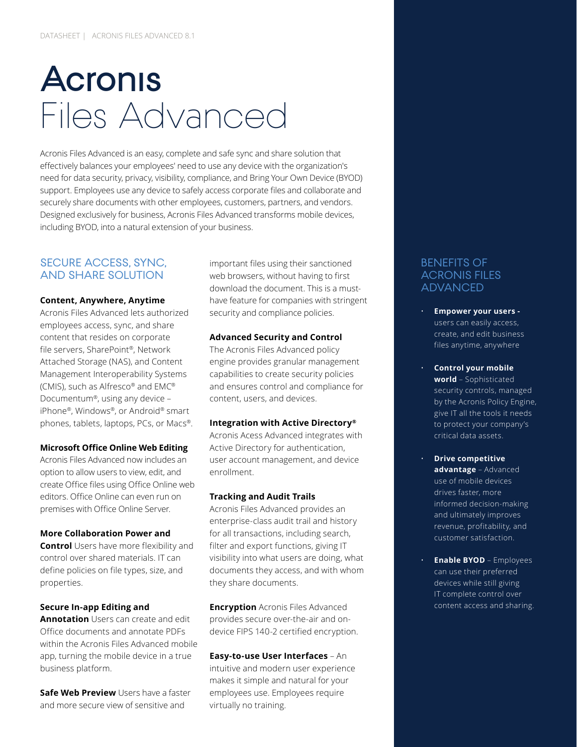# Acronis Files Advanced

Acronis Files Advanced is an easy, complete and safe sync and share solution that effectively balances your employees' need to use any device with the organization's need for data security, privacy, visibility, compliance, and Bring Your Own Device (BYOD) support. Employees use any device to safely access corporate files and collaborate and securely share documents with other employees, customers, partners, and vendors. Designed exclusively for business, Acronis Files Advanced transforms mobile devices, including BYOD, into a natural extension of your business.

## SECURE ACCESS, SYNC, AND SHARE SOLUTION

**Content, Anywhere, Anytime**
Acronis Files Advanced lets authorized employees access, sync, and share content that resides on corporate file servers, SharePoint®, Network Attached Storage (NAS), and Content Management Interoperability Systems (CMIS), such as Alfresco® and EMC® Documentum®, using any device – iPhone®, Windows®, or Android® smart phones, tablets, laptops, PCs, or Macs®.

**Microsoft Office Online Web Editing**
Acronis Files Advanced now includes an option to allow users to view, edit, and create Office files using Office Online web editors. Office Online can even run on premises with Office Online Server.

**More Collaboration Power and Control** Users have more flexibility and control over shared materials. IT can define policies on file types, size, and properties.

**Secure In-app Editing and Annotation** Users can create and edit Office documents and annotate PDFs within the Acronis Files Advanced mobile app, turning the mobile device in a true business platform.

**Safe Web Preview** Users have a faster and more secure view of sensitive and important files using their sanctioned web browsers, without having to first download the document. This is a must-have feature for companies with stringent security and compliance policies.

**Advanced Security and Control**
The Acronis Files Advanced policy engine provides granular management capabilities to create security policies and ensures control and compliance for content, users, and devices.

**Integration with Active Directory®**
Acronis Acess Advanced integrates with Active Directory for authentication, user account management, and device enrollment.

**Tracking and Audit Trails**
Acronis Files Advanced provides an enterprise-class audit trail and history for all transactions, including search, filter and export functions, giving IT visibility into what users are doing, what documents they access, and with whom they share documents.

**Encryption** Acronis Files Advanced provides secure over-the-air and on-device FIPS 140-2 certified encryption.

**Easy-to-use User Interfaces** – An intuitive and modern user experience makes it simple and natural for your employees use. Employees require virtually no training.

## BENEFITS OF ACRONIS FILES ADVANCED

- **Empower your users -** users can easily access, create, and edit business files anytime, anywhere
- **Control your mobile world** – Sophisticated security controls, managed by the Acronis Policy Engine, give IT all the tools it needs to protect your company's critical data assets.
- **Drive competitive advantage** – Advanced use of mobile devices drives faster, more informed decision-making and ultimately improves revenue, profitability, and customer satisfaction.
- **Enable BYOD** – Employees can use their preferred devices while still giving IT complete control over content access and sharing.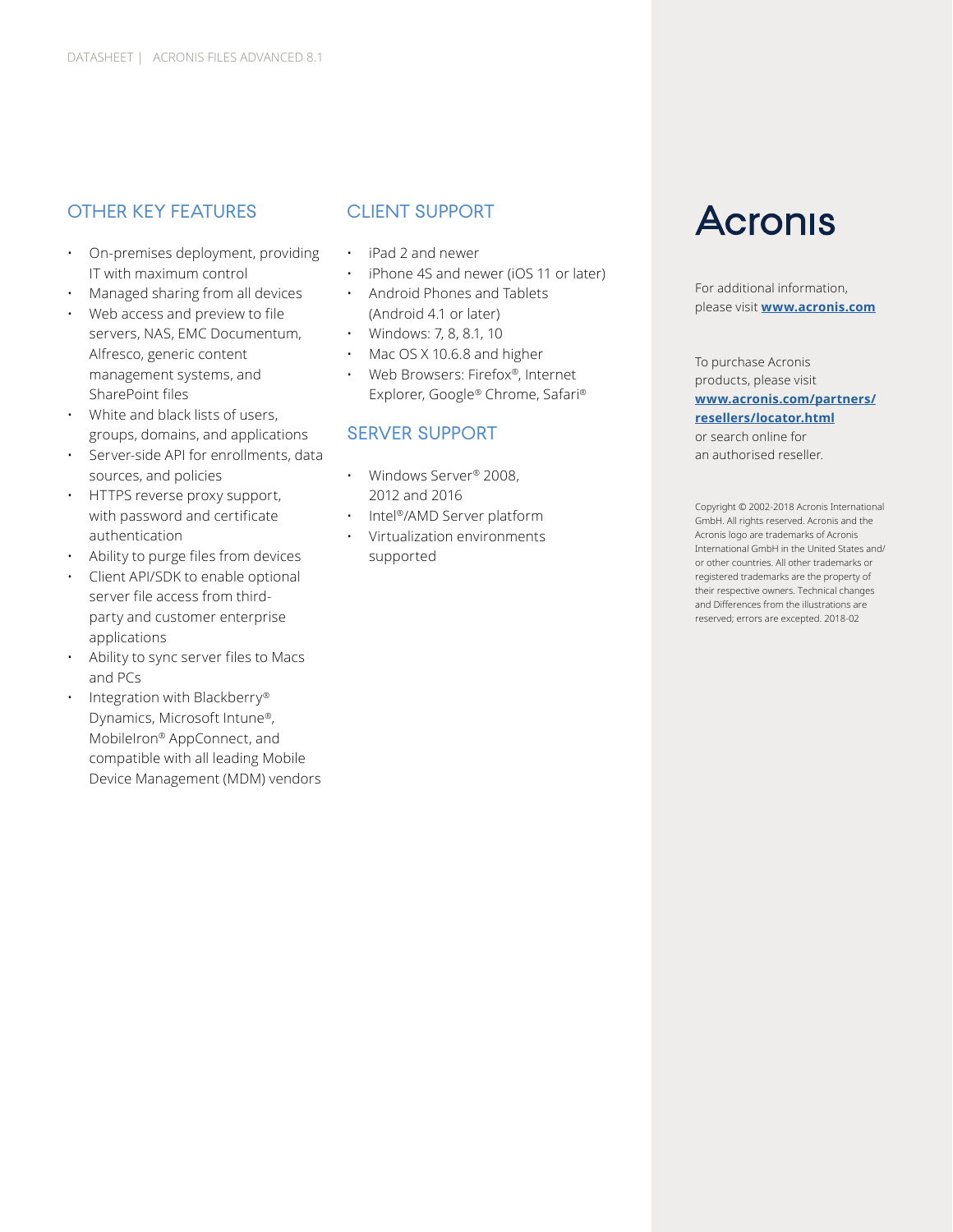## OTHER KEY FEATURES

- On-premises deployment, providing IT with maximum control
- Managed sharing from all devices
- Web access and preview to file servers, NAS, EMC Documentum, Alfresco, generic content management systems, and SharePoint files
- White and black lists of users, groups, domains, and applications
- Server-side API for enrollments, data sources, and policies
- HTTPS reverse proxy support, with password and certificate authentication
- Ability to purge files from devices
- Client API/SDK to enable optional server file access from third-party and customer enterprise applications
- Ability to sync server files to Macs and PCs
- Integration with Blackberry® Dynamics, Microsoft Intune®, MobileIron® AppConnect, and compatible with all leading Mobile Device Management (MDM) vendors

## CLIENT SUPPORT

- iPad 2 and newer
- iPhone 4S and newer (iOS 11 or later)
- Android Phones and Tablets (Android 4.1 or later)
- Windows: 7, 8, 8.1, 10
- Mac OS X 10.6.8 and higher
- Web Browsers: Firefox®, Internet Explorer, Google® Chrome, Safari®

## SERVER SUPPORT

- Windows Server® 2008, 2012 and 2016
- Intel®/AMD Server platform
- Virtualization environments supported

Acronis

For additional information, please visit **www.acronis.com**

To purchase Acronis products, please visit **www.acronis.com/partners/resellers/locator.html** or search online for an authorised reseller.

Copyright © 2002-2018 Acronis International GmbH. All rights reserved. Acronis and the Acronis logo are trademarks of Acronis International GmbH in the United States and/or other countries. All other trademarks or registered trademarks are the property of their respective owners. Technical changes and Differences from the illustrations are reserved; errors are excepted. 2018-02